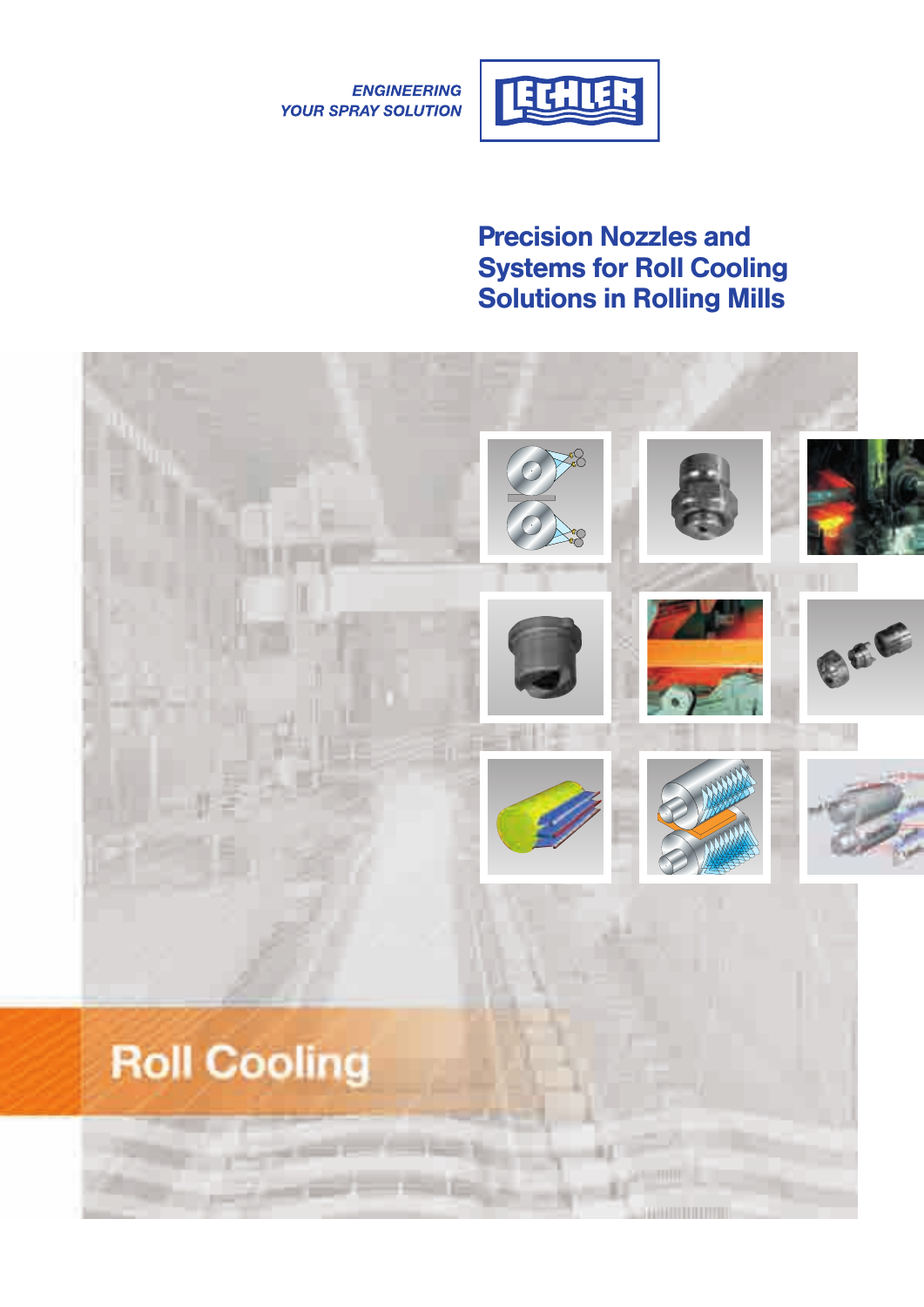ENGINEERING
YOUR SPRAY SOLUTION

LECHLER

# Precision Nozzles and Systems for Roll Cooling Solutions in Rolling Mills

## Roll Cooling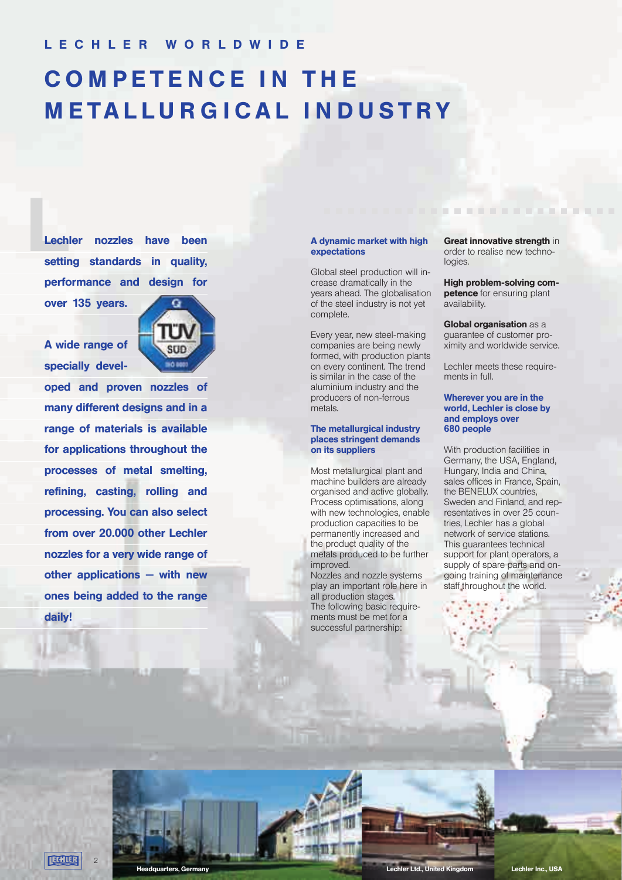LECHLER WORLDWIDE

# COMPETENCE IN THE METALLURGICAL INDUSTRY

**Lechler nozzles have been setting standards in quality, performance and design for over 135 years.**

**A wide range of specially developed and proven nozzles of many different designs and in a range of materials is available for applications throughout the processes of metal smelting, refining, casting, rolling and processing. You can also select from over 20.000 other Lechler nozzles for a very wide range of other applications – with new ones being added to the range daily!**

### A dynamic market with high expectations

Global steel production will increase dramatically in the years ahead. The globalisation of the steel industry is not yet complete.

Every year, new steel-making companies are being newly formed, with production plants on every continent. The trend is similar in the case of the aluminium industry and the producers of non-ferrous metals.

### The metallurgical industry places stringent demands on its suppliers

Most metallurgical plant and machine builders are already organised and active globally. Process optimisations, along with new technologies, enable production capacities to be permanently increased and the product quality of the metals produced to be further improved.
Nozzles and nozzle systems play an important role here in all production stages.
The following basic requirements must be met for a successful partnership:

**Great innovative strength** in order to realise new technologies.

**High problem-solving competence** for ensuring plant availability.

**Global organisation** as a guarantee of customer proximity and worldwide service.

Lechler meets these requirements in full.

### Wherever you are in the world, Lechler is close by and employs over 680 people

With production facilities in Germany, the USA, England, Hungary, India and China, sales offices in France, Spain, the BENELUX countries, Sweden and Finland, and representatives in over 25 countries, Lechler has a global network of service stations. This guarantees technical support for plant operators, a supply of spare parts and ongoing training of maintenance staff throughout the world.

Headquarters, Germany

Lechler Ltd., United Kingdom

Lechler Inc., USA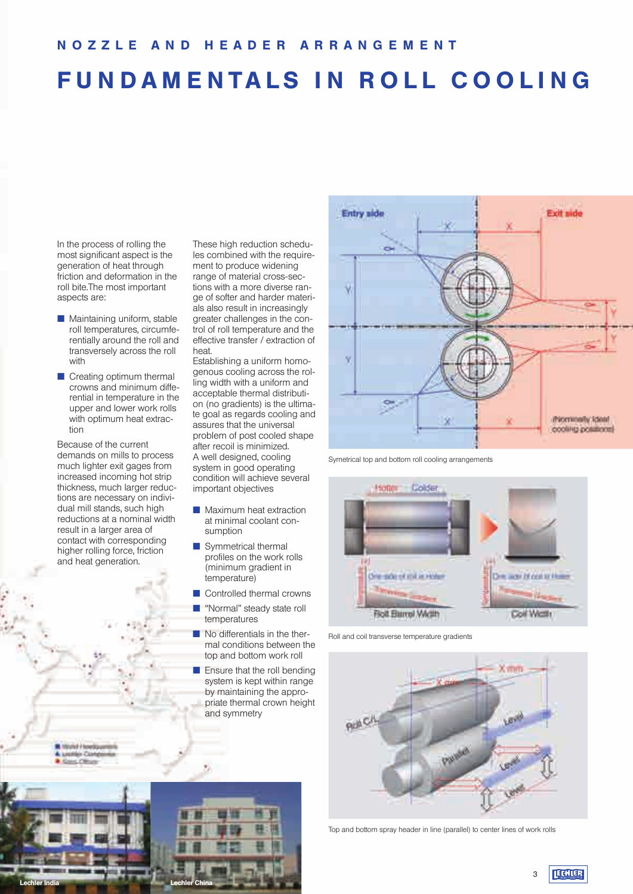## NOZZLE AND HEADER ARRANGEMENT

# FUNDAMENTALS IN ROLL COOLING

In the process of rolling the most significant aspect is the generation of heat through friction and deformation in the roll bite.The most important aspects are:

- Maintaining uniform, stable roll temperatures, circumferentially around the roll and transversely across the roll with
- Creating optimum thermal crowns and minimum differential in temperature in the upper and lower work rolls with optimum heat extraction

Because of the current demands on mills to process much lighter exit gages from increased incoming hot strip thickness, much larger reductions are necessary on individual mill stands, such high reductions at a nominal width result in a larger area of contact with corresponding higher rolling force, friction and heat generation.

These high reduction schedules combined with the requirement to produce widening range of material cross-sections with a more diverse range of softer and harder materials also result in increasingly greater challenges in the control of roll temperature and the effective transfer / extraction of heat.

Establishing a uniform homogenous cooling across the rolling width with a uniform and acceptable thermal distribution (no gradients) is the ultimate goal as regards cooling and assures that the universal problem of post cooled shape after recoil is minimized.

A well designed, cooling system in good operating condition will achieve several important objectives

- Maximum heat extraction at minimal coolant consumption
- Symmetrical thermal profiles on the work rolls (minimum gradient in temperature)
- Controlled thermal crowns
- "Normal" steady state roll temperatures
- No differentials in the thermal conditions between the top and bottom work roll
- Ensure that the roll bending system is kept within range by maintaining the appropriate thermal crown height and symmetry

Symetrical top and bottom roll cooling arrangements

Roll and coil transverse temperature gradients

Top and bottom spray header in line (parallel) to center lines of work rolls

Lechler India

Lechler China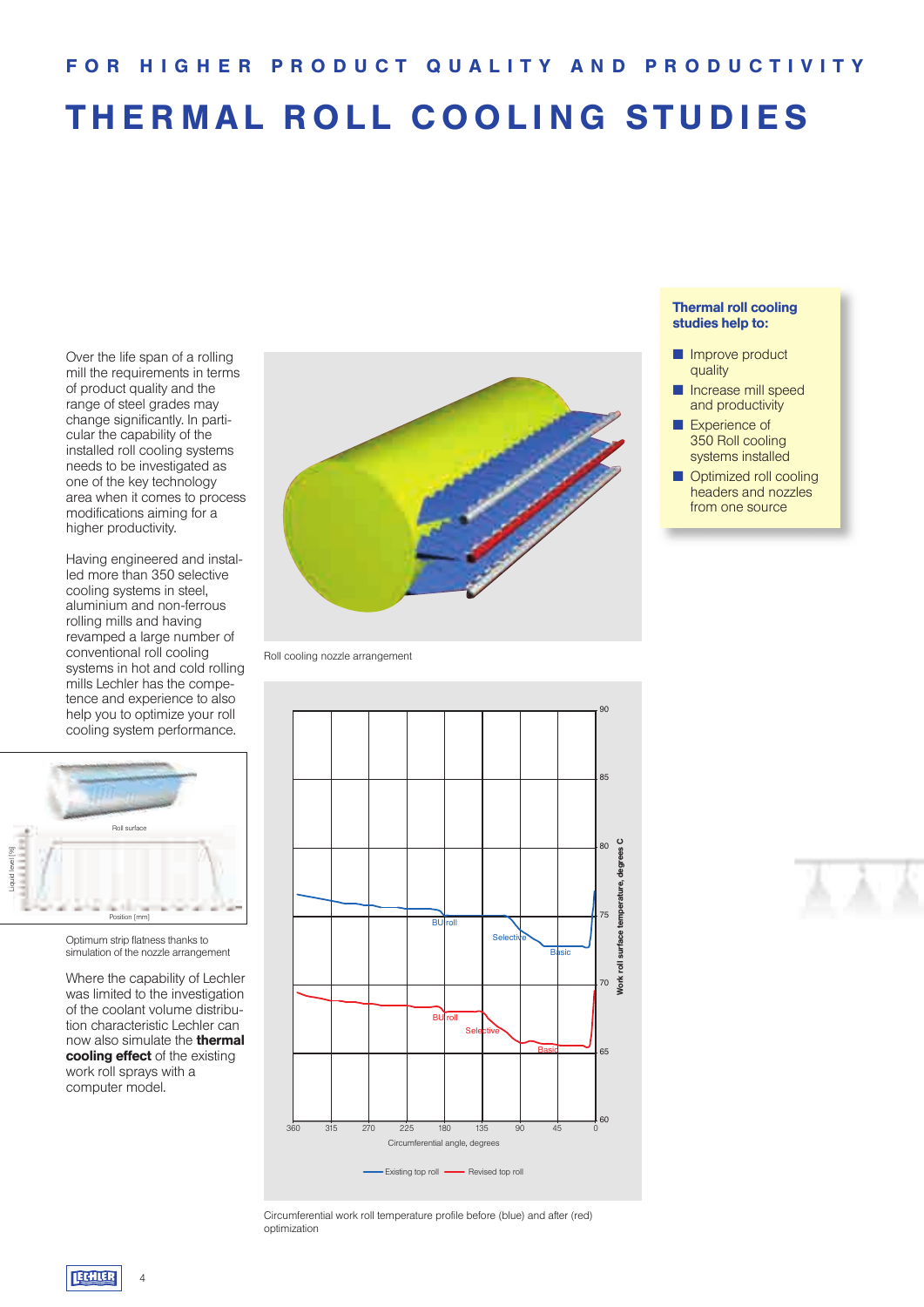FOR HIGHER PRODUCT QUALITY AND PRODUCTIVITY

# THERMAL ROLL COOLING STUDIES

Over the life span of a rolling mill the requirements in terms of product quality and the range of steel grades may change significantly. In particular the capability of the installed roll cooling systems needs to be investigated as one of the key technology area when it comes to process modifications aiming for a higher productivity.

Having engineered and installed more than 350 selective cooling systems in steel, aluminium and non-ferrous rolling mills and having revamped a large number of conventional roll cooling systems in hot and cold rolling mills Lechler has the competence and experience to also help you to optimize your roll cooling system performance.

Optimum strip flatness thanks to simulation of the nozzle arrangement

Where the capability of Lechler was limited to the investigation of the coolant volume distribution characteristic Lechler can now also simulate the **thermal cooling effect** of the existing work roll sprays with a computer model.

Roll cooling nozzle arrangement

Circumferential work roll temperature profile before (blue) and after (red) optimization

**Thermal roll cooling studies help to:**

- Improve product quality
- Increase mill speed and productivity
- Experience of 350 Roll cooling systems installed
- Optimized roll cooling headers and nozzles from one source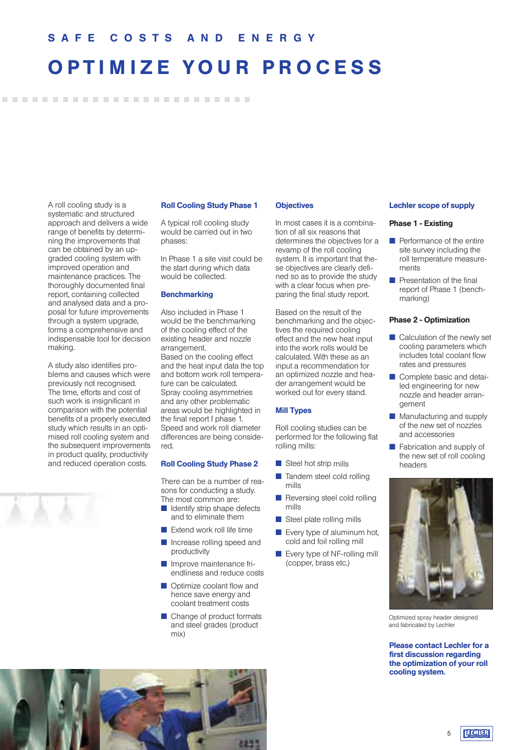## SAFE COSTS AND ENERGY

# OPTIMIZE YOUR PROCESS

A roll cooling study is a systematic and structured approach and delivers a wide range of benefits by determining the improvements that can be obtained by an upgraded cooling system with improved operation and maintenance practices. The thoroughly documented final report, containing collected and analysed data and a proposal for future improvements through a system upgrade, forms a comprehensive and indispensable tool for decision making.

A study also identifies problems and causes which were previously not recognised. The time, efforts and cost of such work is insignificant in comparison with the potential benefits of a properly executed study which results in an optimised roll cooling system and the subsequent improvements in product quality, productivity and reduced operation costs.

### Roll Cooling Study Phase 1

A typical roll cooling study would be carried out in two phases:

In Phase 1 a site visit could be the start during which data would be collected.

### Benchmarking

Also included in Phase 1 would be the benchmarking of the cooling effect of the existing header and nozzle arrangement.
Based on the cooling effect and the heat input data the top and bottom work roll temperature can be calculated.
Spray cooling asymmetries and any other problematic areas would be highlighted in the final report f phase 1.
Speed and work roll diameter differences are being considered.

### Roll Cooling Study Phase 2

There can be a number of reasons for conducting a study. The most common are:

- Identify strip shape defects and to eliminate them
- Extend work roll life time
- Increase rolling speed and productivity
- Improve maintenance friendliness and reduce costs
- Optimize coolant flow and hence save energy and coolant treatment costs
- Change of product formats and steel grades (product mix)

### Objectives

In most cases it is a combination of all six reasons that determines the objectives for a revamp of the roll cooling system. It is important that these objectives are clearly defined so as to provide the study with a clear focus when preparing the final study report.

Based on the result of the benchmarking and the objectives the required cooling effect and the new heat input into the work rolls would be calculated. With these as an input a recommendation for an optimized nozzle and header arrangement would be worked out for every stand.

### Mill Types

Roll cooling studies can be performed for the following flat rolling mills:

- Steel hot strip mills
- Tandem steel cold rolling mills
- Reversing steel cold rolling mills
- Steel plate rolling mills
- Every type of aluminum hot, cold and foil rolling mill
- Every type of NF-rolling mill (copper, brass etc.)

### Lechler scope of supply

**Phase 1 - Existing**

- Performance of the entire site survey including the roll temperature measurements
- Presentation of the final report of Phase 1 (benchmarking)

**Phase 2 - Optimization**

- Calculation of the newly set cooling parameters which includes total coolant flow rates and pressures
- Complete basic and detailed engineering for new nozzle and header arrangement
- Manufacturing and supply of the new set of nozzles and accessories
- Fabrication and supply of the new set of roll cooling headers

Optimized spray header designed and fabricated by Lechler

**Please contact Lechler for a first discussion regarding the optimization of your roll cooling system.**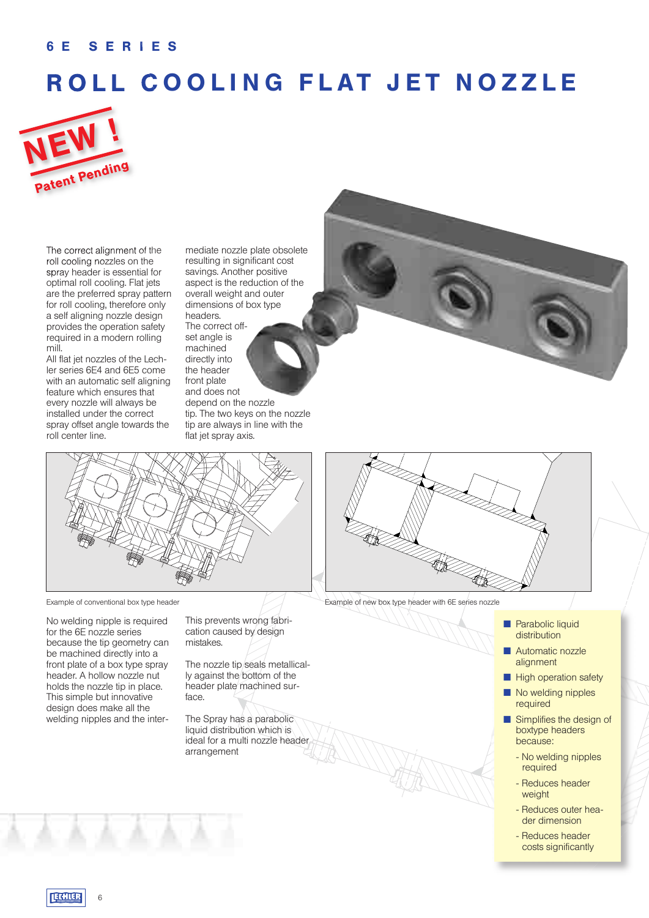6E SERIES

# ROLL COOLING FLAT JET NOZZLE

NEW !

Patent Pending

The correct alignment of the roll cooling nozzles on the spray header is essential for optimal roll cooling. Flat jets are the preferred spray pattern for roll cooling, therefore only a self aligning nozzle design provides the operation safety required in a modern rolling mill.

All flat jet nozzles of the Lechler series 6E4 and 6E5 come with an automatic self aligning feature which ensures that every nozzle will always be installed under the correct spray offset angle towards the roll center line.

The correct offset angle is machined directly into the header front plate and does not depend on the nozzle tip. The two keys on the nozzle tip are always in line with the flat jet spray axis.

Example of conventional box type header

Example of new box type header with 6E series nozzle

No welding nipple is required for the 6E nozzle series because the tip geometry can be machined directly into a front plate of a box type spray header. A hollow nozzle nut holds the nozzle tip in place. This simple but innovative design does make all the welding nipples and the intermediate nozzle plate obsolete resulting in significant cost savings. Another positive aspect is the reduction of the overall weight and outer dimensions of box type headers.

This prevents wrong fabrication caused by design mistakes.

The nozzle tip seals metallically against the bottom of the header plate machined surface.

The Spray has a parabolic liquid distribution which is ideal for a multi nozzle header arrangement

- Parabolic liquid distribution
- Automatic nozzle alignment
- High operation safety
- No welding nipples required
- Simplifies the design of boxtype headers because:
  - No welding nipples required
  - Reduces header weight
  - Reduces outer header dimension
  - Reduces header costs significantly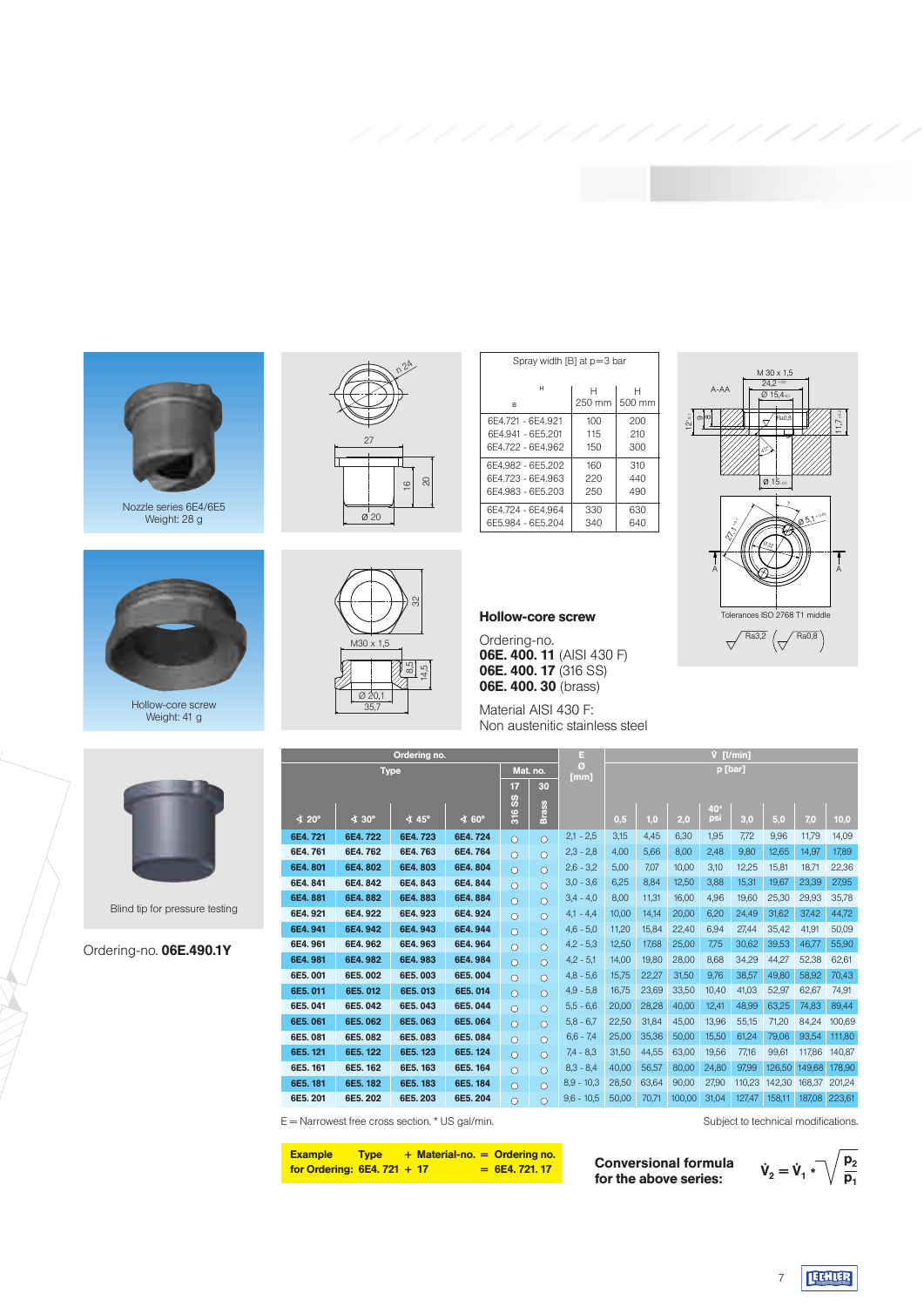Nozzle series 6E4/6E5
Weight: 28 g

| Spray width [B] at p=3 bar | H 250 mm | H 500 mm |
|---|---|---|
| 6E4.721 - 6E4.921 | 100 | 200 |
| 6E4.941 - 6E5.201 | 115 | 210 |
| 6E4.722 - 6E4.962 | 150 | 300 |
| 6E4.982 - 6E5.202 | 160 | 310 |
| 6E4.723 - 6E4.963 | 220 | 440 |
| 6E4.983 - 6E5.203 | 250 | 490 |
| 6E4.724 - 6E4.964 | 330 | 630 |
| 6E5.984 - 6E5.204 | 340 | 640 |

Hollow-core screw
Weight: 41 g

**Hollow-core screw**

Ordering-no.
**06E. 400. 11** (AISI 430 F)
**06E. 400. 17** (316 SS)
**06E. 400. 30** (brass)

Material AISI 430 F:
Non austenitic stainless steel

Tolerances ISO 2768 T1 middle

Blind tip for pressure testing

Ordering-no. **06E.490.1Y**

| Type ∢ 20° | Type ∢ 30° | Type ∢ 45° | Type ∢ 60° | Mat. no. 17 316 SS | Mat. no. 30 Brass | E Ø [mm] | V̇ [l/min] p [bar] 0,5 | 1,0 | 2,0 | 40* psi | 3,0 | 5,0 | 7,0 | 10,0 |
|---|---|---|---|---|---|---|---|---|---|---|---|---|---|---|
| 6E4. 721 | 6E4. 722 | 6E4. 723 | 6E4. 724 | ○ | ○ | 2,1 - 2,5 | 3,15 | 4,45 | 6,30 | 1,95 | 7,72 | 9,96 | 11,79 | 14,09 |
| 6E4. 761 | 6E4. 762 | 6E4. 763 | 6E4. 764 | ○ | ○ | 2,3 - 2,8 | 4,00 | 5,66 | 8,00 | 2,48 | 9,80 | 12,65 | 14,97 | 17,89 |
| 6E4. 801 | 6E4. 802 | 6E4. 803 | 6E4. 804 | ○ | ○ | 2,6 - 3,2 | 5,00 | 7,07 | 10,00 | 3,10 | 12,25 | 15,81 | 18,71 | 22,36 |
| 6E4. 841 | 6E4. 842 | 6E4. 843 | 6E4. 844 | ○ | ○ | 3,0 - 3,6 | 6,25 | 8,84 | 12,50 | 3,88 | 15,31 | 19,67 | 23,39 | 27,95 |
| 6E4. 881 | 6E4. 882 | 6E4. 883 | 6E4. 884 | ○ | ○ | 3,4 - 4,0 | 8,00 | 11,31 | 16,00 | 4,96 | 19,60 | 25,30 | 29,93 | 35,78 |
| 6E4. 921 | 6E4. 922 | 6E4. 923 | 6E4. 924 | ○ | ○ | 4,1 - 4,4 | 10,00 | 14,14 | 20,00 | 6,20 | 24,49 | 31,62 | 37,42 | 44,72 |
| 6E4. 941 | 6E4. 942 | 6E4. 943 | 6E4. 944 | ○ | ○ | 4,6 - 5,0 | 11,20 | 15,84 | 22,40 | 6,94 | 27,44 | 35,42 | 41,91 | 50,09 |
| 6E4. 961 | 6E4. 962 | 6E4. 963 | 6E4. 964 | ○ | ○ | 4,2 - 5,3 | 12,50 | 17,68 | 25,00 | 7,75 | 30,62 | 39,53 | 46,77 | 55,90 |
| 6E4. 981 | 6E4. 982 | 6E4. 983 | 6E4. 984 | ○ | ○ | 4,2 - 5,1 | 14,00 | 19,80 | 28,00 | 8,68 | 34,29 | 44,27 | 52,38 | 62,61 |
| 6E5. 001 | 6E5. 002 | 6E5. 003 | 6E5. 004 | ○ | ○ | 4,8 - 5,6 | 15,75 | 22,27 | 31,50 | 9,76 | 38,57 | 49,80 | 58,92 | 70,43 |
| 6E5. 011 | 6E5. 012 | 6E5. 013 | 6E5. 014 | ○ | ○ | 4,9 - 5,8 | 16,75 | 23,69 | 33,50 | 10,40 | 41,03 | 52,97 | 62,67 | 74,91 |
| 6E5. 041 | 6E5. 042 | 6E5. 043 | 6E5. 044 | ○ | ○ | 5,5 - 6,6 | 20,00 | 28,28 | 40,00 | 12,41 | 48,99 | 63,25 | 74,83 | 89,44 |
| 6E5. 061 | 6E5. 062 | 6E5. 063 | 6E5. 064 | ○ | ○ | 5,8 - 6,7 | 22,50 | 31,84 | 45,00 | 13,96 | 55,15 | 71,20 | 84,24 | 100,69 |
| 6E5. 081 | 6E5. 082 | 6E5. 083 | 6E5. 084 | ○ | ○ | 6,6 - 7,4 | 25,00 | 35,36 | 50,00 | 15,50 | 61,24 | 79,06 | 93,54 | 111,80 |
| 6E5. 121 | 6E5. 122 | 6E5. 123 | 6E5. 124 | ○ | ○ | 7,4 - 8,3 | 31,50 | 44,55 | 63,00 | 19,56 | 77,16 | 99,61 | 117,86 | 140,87 |
| 6E5. 161 | 6E5. 162 | 6E5. 163 | 6E5. 164 | ○ | ○ | 8,3 - 8,4 | 40,00 | 56,57 | 80,00 | 24,80 | 97,99 | 126,50 | 149,68 | 178,90 |
| 6E5. 181 | 6E5. 182 | 6E5. 183 | 6E5. 184 | ○ | ○ | 8,9 - 10,3 | 28,50 | 63,64 | 90,00 | 27,90 | 110,23 | 142,30 | 168,37 | 201,24 |
| 6E5. 201 | 6E5. 202 | 6E5. 203 | 6E5. 204 | ○ | ○ | 9,6 - 10,5 | 50,00 | 70,71 | 100,00 | 31,04 | 127,47 | 158,11 | 187,08 | 223,61 |

E = Narrowest free cross section. * US gal/min.

Subject to technical modifications.

| Example for Ordering: | Type 6E4. 721 | + Material-no. + 17 | = Ordering no. = 6E4. 721. 17 |
|---|---|---|---|

**Conversional formula for the above series:**

$$\dot{V}_2 = \dot{V}_1 \cdot \sqrt{\frac{p_2}{p_1}}$$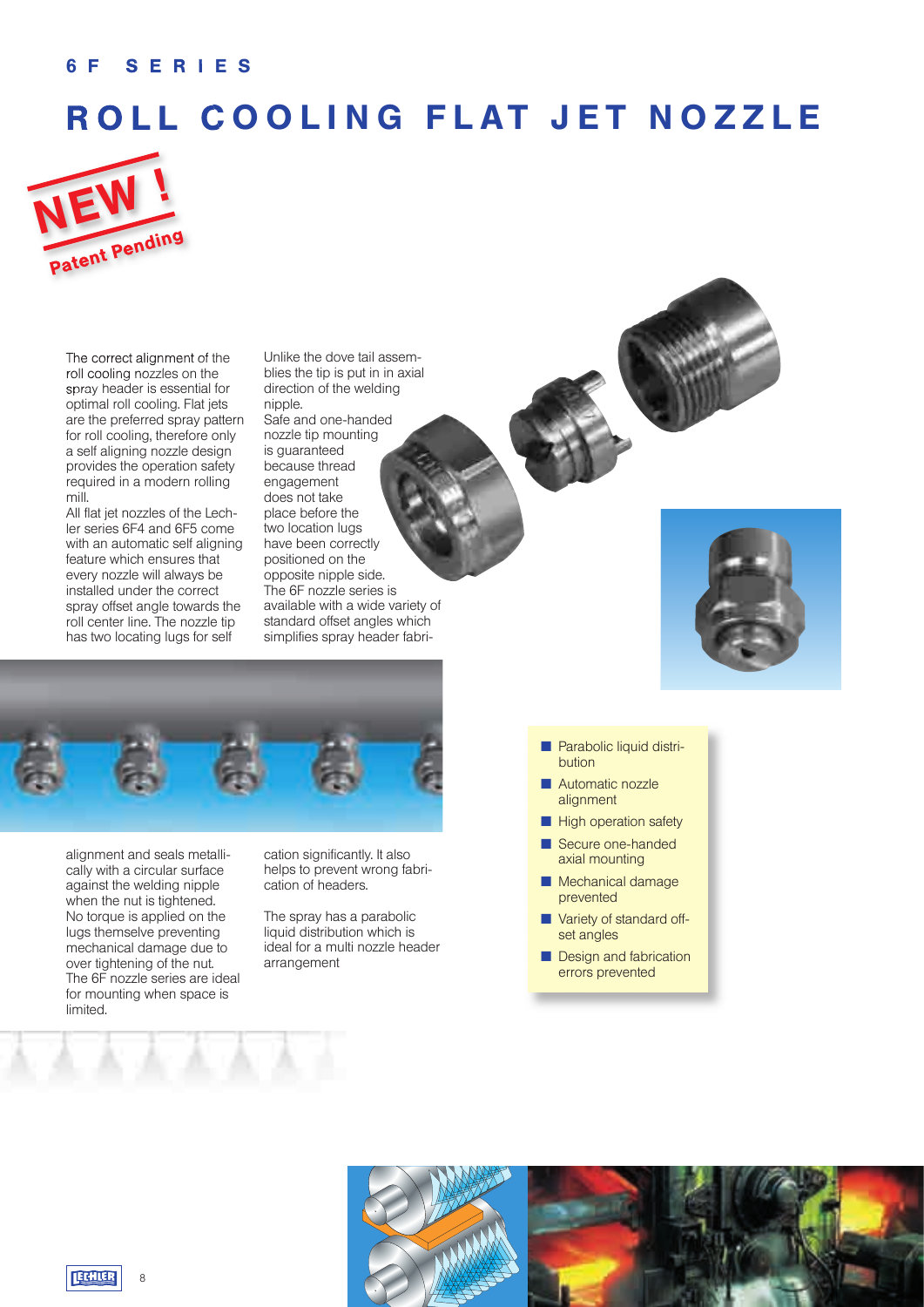6F SERIES

# ROLL COOLING FLAT JET NOZZLE

NEW !

Patent Pending

The correct alignment of the roll cooling nozzles on the spray header is essential for optimal roll cooling. Flat jets are the preferred spray pattern for roll cooling, therefore only a self aligning nozzle design provides the operation safety required in a modern rolling mill.

All flat jet nozzles of the Lechler series 6F4 and 6F5 come with an automatic self aligning feature which ensures that every nozzle will always be installed under the correct spray offset angle towards the roll center line. The nozzle tip has two locating lugs for self alignment and seals metallically with a circular surface against the welding nipple when the nut is tightened. No torque is applied on the lugs themselve preventing mechanical damage due to over tightening of the nut. The 6F nozzle series are ideal for mounting when space is limited.

Unlike the dove tail assemblies the tip is put in in axial direction of the welding nipple.

Safe and one-handed nozzle tip mounting is guaranteed because thread engagement does not take place before the two location lugs have been correctly positioned on the opposite nipple side.

The 6F nozzle series is available with a wide variety of standard offset angles which simplifies spray header fabrication significantly. It also helps to prevent wrong fabrication of headers.

The spray has a parabolic liquid distribution which is ideal for a multi nozzle header arrangement

- Parabolic liquid distribution
- Automatic nozzle alignment
- High operation safety
- Secure one-handed axial mounting
- Mechanical damage prevented
- Variety of standard offset angles
- Design and fabrication errors prevented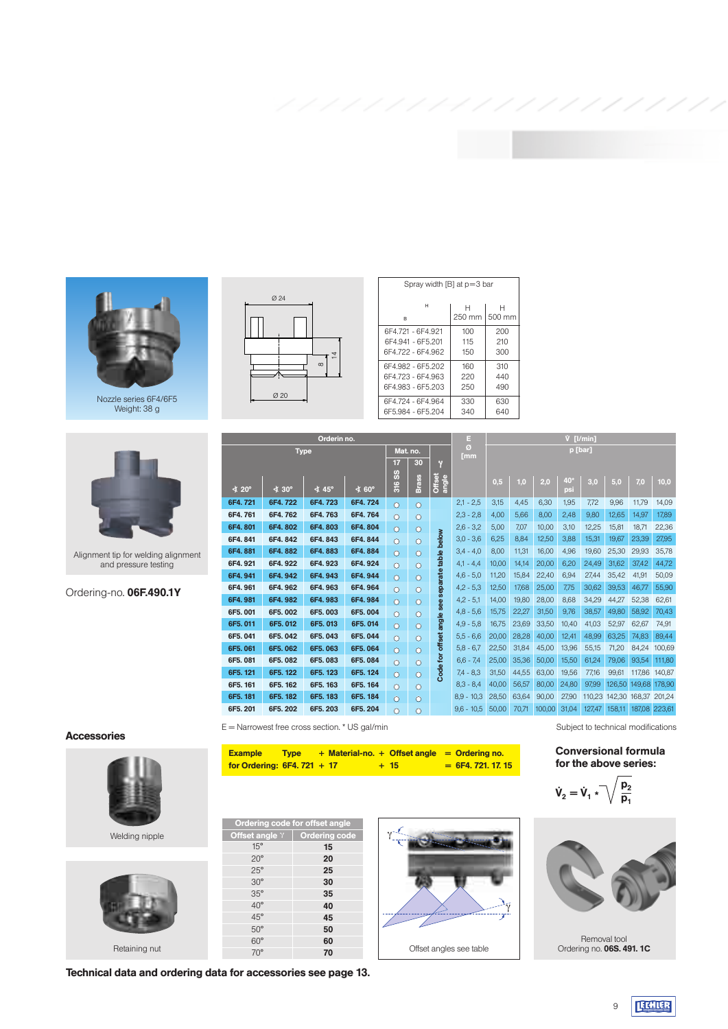Nozzle series 6F4/6F5
Weight: 38 g

Ø 24

Ø 20

8

14

| Spray width [B] at p=3 bar | H 250 mm | H 500 mm |
|---|---|---|
| 6F4.721 - 6F4.921 | 100 | 200 |
| 6F4.941 - 6F5.201 | 115 | 210 |
| 6F4.722 - 6F4.962 | 150 | 300 |
| 6F4.982 - 6F5.202 | 160 | 310 |
| 6F4.723 - 6F4.963 | 220 | 440 |
| 6F4.983 - 6F5.203 | 250 | 490 |
| 6F4.724 - 6F4.964 | 330 | 630 |
| 6F5.984 - 6F5.204 | 340 | 640 |

Alignment tip for welding alignment and pressure testing

Ordering-no. **06F.490.1Y**

| Orderin no. Type ∢ 20° | ∢ 30° | ∢ 45° | ∢ 60° | Mat. no. 17 316 SS | 30 Brass | γ Offset angle | E Ø [mm] | V̇ [l/min] p [bar] 0,5 | 1,0 | 2,0 | 40* psi | 3,0 | 5,0 | 7,0 | 10,0 |
|---|---|---|---|---|---|---|---|---|---|---|---|---|---|---|---|
| 6F4. 721 | 6F4. 722 | 6F4. 723 | 6F4. 724 | ○ | ○ | Code for offset angle see separate table below | 2,1 - 2,5 | 3,15 | 4,45 | 6,30 | 1,95 | 7,72 | 9,96 | 11,79 | 14,09 |
| 6F4. 761 | 6F4. 762 | 6F4. 763 | 6F4. 764 | ○ | ○ | | 2,3 - 2,8 | 4,00 | 5,66 | 8,00 | 2,48 | 9,80 | 12,65 | 14,97 | 17,89 |
| 6F4. 801 | 6F4. 802 | 6F4. 803 | 6F4. 804 | ○ | ○ | | 2,6 - 3,2 | 5,00 | 7,07 | 10,00 | 3,10 | 12,25 | 15,81 | 18,71 | 22,36 |
| 6F4. 841 | 6F4. 842 | 6F4. 843 | 6F4. 844 | ○ | ○ | | 3,0 - 3,6 | 6,25 | 8,84 | 12,50 | 3,88 | 15,31 | 19,67 | 23,39 | 27,95 |
| 6F4. 881 | 6F4. 882 | 6F4. 883 | 6F4. 884 | ○ | ○ | | 3,4 - 4,0 | 8,00 | 11,31 | 16,00 | 4,96 | 19,60 | 25,30 | 29,93 | 35,78 |
| 6F4. 921 | 6F4. 922 | 6F4. 923 | 6F4. 924 | ○ | ○ | | 4,1 - 4,4 | 10,00 | 14,14 | 20,00 | 6,20 | 24,49 | 31,62 | 37,42 | 44,72 |
| 6F4. 941 | 6F4. 942 | 6F4. 943 | 6F4. 944 | ○ | ○ | | 4,6 - 5,0 | 11,20 | 15,84 | 22,40 | 6,94 | 27,44 | 35,42 | 41,91 | 50,09 |
| 6F4. 961 | 6F4. 962 | 6F4. 963 | 6F4. 964 | ○ | ○ | | 4,2 - 5,3 | 12,50 | 17,68 | 25,00 | 7,75 | 30,62 | 39,53 | 46,77 | 55,90 |
| 6F4. 981 | 6F4. 982 | 6F4. 983 | 6F4. 984 | ○ | ○ | | 4,2 - 5,1 | 14,00 | 19,80 | 28,00 | 8,68 | 34,29 | 44,27 | 52,38 | 62,61 |
| 6F5. 001 | 6F5. 002 | 6F5. 003 | 6F5. 004 | ○ | ○ | | 4,8 - 5,6 | 15,75 | 22,27 | 31,50 | 9,76 | 38,57 | 49,80 | 58,92 | 70,43 |
| 6F5. 011 | 6F5. 012 | 6F5. 013 | 6F5. 014 | ○ | ○ | | 4,9 - 5,8 | 16,75 | 23,69 | 33,50 | 10,40 | 41,03 | 52,97 | 62,67 | 74,91 |
| 6F5. 041 | 6F5. 042 | 6F5. 043 | 6F5. 044 | ○ | ○ | | 5,5 - 6,6 | 20,00 | 28,28 | 40,00 | 12,41 | 48,99 | 63,25 | 74,83 | 89,44 |
| 6F5. 061 | 6F5. 062 | 6F5. 063 | 6F5. 064 | ○ | ○ | | 5,8 - 6,7 | 22,50 | 31,84 | 45,00 | 13,96 | 55,15 | 71,20 | 84,24 | 100,69 |
| 6F5. 081 | 6F5. 082 | 6F5. 083 | 6F5. 084 | ○ | ○ | | 6,6 - 7,4 | 25,00 | 35,36 | 50,00 | 15,50 | 61,24 | 79,06 | 93,54 | 111,80 |
| 6F5. 121 | 6F5. 122 | 6F5. 123 | 6F5. 124 | ○ | ○ | | 7,4 - 8,3 | 31,50 | 44,55 | 63,00 | 19,56 | 77,16 | 99,61 | 117,86 | 140,87 |
| 6F5. 161 | 6F5. 162 | 6F5. 163 | 6F5. 164 | ○ | ○ | | 8,3 - 8,4 | 40,00 | 56,57 | 80,00 | 24,80 | 97,99 | 126,50 | 149,68 | 178,90 |
| 6F5. 181 | 6F5. 182 | 6F5. 183 | 6F5. 184 | ○ | ○ | | 8,9 - 10,3 | 28,50 | 63,64 | 90,00 | 27,90 | 110,23 | 142,30 | 168,37 | 201,24 |
| 6F5. 201 | 6F5. 202 | 6F5. 203 | 6F5. 204 | ○ | ○ | | 9,6 - 10,5 | 50,00 | 70,71 | 100,00 | 31,04 | 127,47 | 158,11 | 187,08 | 223,61 |

E = Narrowest free cross section. * US gal/min

Subject to technical modifications

## Accessories

Welding nipple

Retaining nut

| Example for Ordering: | Type | + Material-no. | + Offset angle | = Ordering no. |
|---|---|---|---|---|
| | 6F4. 721 | + 17 | + 15 | = 6F4. 721. 17. 15 |

### Conversional formula for the above series:

$$\dot{V}_2 = \dot{V}_1 \cdot \sqrt{\frac{p_2}{p_1}}$$

| Ordering code for offset angle | |
|---|---|
| **Offset angle γ** | **Ordering code** |
| 15° | **15** |
| 20° | **20** |
| 25° | **25** |
| 30° | **30** |
| 35° | **35** |
| 40° | **40** |
| 45° | **45** |
| 50° | **50** |
| 60° | **60** |
| 70° | **70** |

Offset angles see table

Removal tool
Ordering no. **06S. 491. 1C**

**Technical data and ordering data for accessories see page 13.**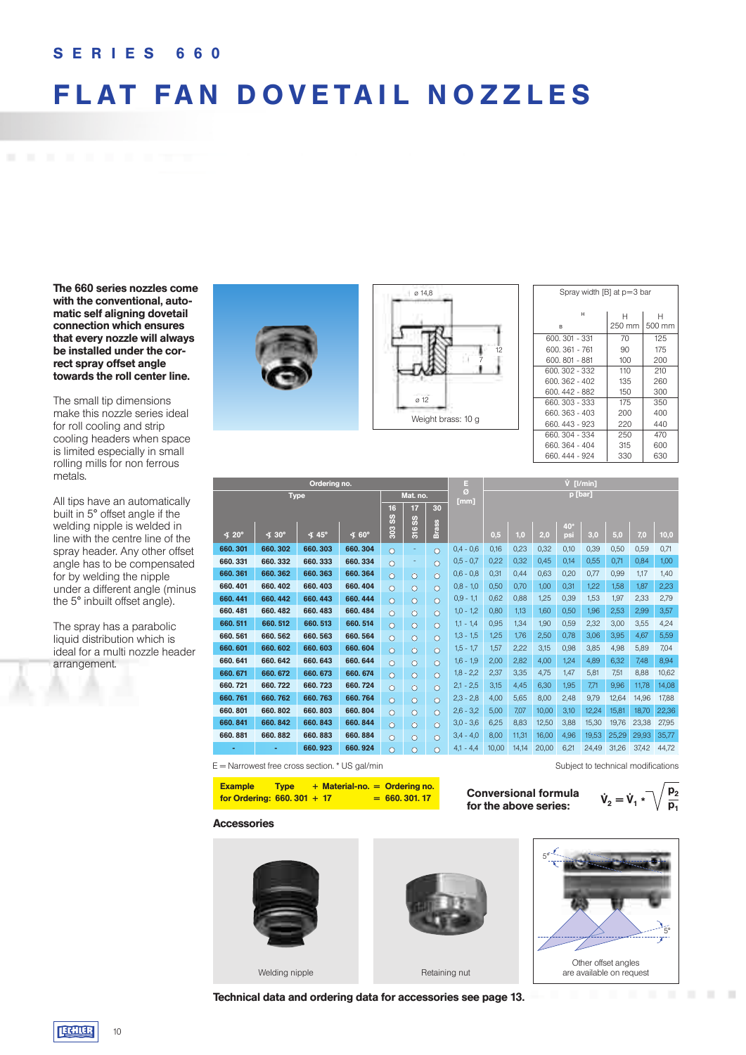# SERIES 660

# FLAT FAN DOVETAIL NOZZLES

**The 660 series nozzles come with the conventional, automatic self aligning dovetail connection which ensures that every nozzle will always be installed under the correct spray offset angle towards the roll center line.**

The small tip dimensions make this nozzle series ideal for roll cooling and strip cooling headers when space is limited especially in small rolling mills for non ferrous metals.

All tips have an automatically built in 5° offset angle if the welding nipple is welded in line with the centre line of the spray header. Any other offset angle has to be compensated for by welding the nipple under a different angle (minus the 5° inbuilt offset angle).

The spray has a parabolic liquid distribution which is ideal for a multi nozzle header arrangement.

ø 14,8

12

7

ø 12

Weight brass: 10 g

Spray width [B] at p=3 bar

| | H 250 mm | H 500 mm |
|---|---|---|
| 600. 301 - 331 | 70 | 125 |
| 600. 361 - 761 | 90 | 175 |
| 600. 801 - 881 | 100 | 200 |
| 600. 302 - 332 | 110 | 210 |
| 600. 362 - 402 | 135 | 260 |
| 600. 442 - 882 | 150 | 300 |
| 660. 303 - 333 | 175 | 350 |
| 660. 363 - 403 | 200 | 400 |
| 660. 443 - 923 | 220 | 440 |
| 660. 304 - 334 | 250 | 470 |
| 660. 364 - 404 | 315 | 600 |
| 660. 444 - 924 | 330 | 630 |

| Ordering no. Type ∢ 20° | ∢ 30° | ∢ 45° | ∢ 60° | Mat. no. 16 303 SS | 17 316 SS | 30 Brass | E Ø [mm] | V̇ [l/min] p [bar] 0,5 | 1,0 | 2,0 | 40* psi | 3,0 | 5,0 | 7,0 | 10,0 |
|---|---|---|---|---|---|---|---|---|---|---|---|---|---|---|---|
| 660. 301 | 660. 302 | 660. 303 | 660. 304 | ○ | - | ○ | 0,4 - 0,6 | 0,16 | 0,23 | 0,32 | 0,10 | 0,39 | 0,50 | 0,59 | 0,71 |
| 660. 331 | 660. 332 | 660. 333 | 660. 334 | ○ | - | ○ | 0,5 - 0,7 | 0,22 | 0,32 | 0,45 | 0,14 | 0,55 | 0,71 | 0,84 | 1,00 |
| 660. 361 | 660. 362 | 660. 363 | 660. 364 | ○ | ○ | ○ | 0,6 - 0,8 | 0,31 | 0,44 | 0,63 | 0,20 | 0,77 | 0,99 | 1,17 | 1,40 |
| 660. 401 | 660. 402 | 660. 403 | 660. 404 | ○ | ○ | ○ | 0,8 - 1,0 | 0,50 | 0,70 | 1,00 | 0,31 | 1,22 | 1,58 | 1,87 | 2,23 |
| 660. 441 | 660. 442 | 660. 443 | 660. 444 | ○ | ○ | ○ | 0,9 - 1,1 | 0,62 | 0,88 | 1,25 | 0,39 | 1,53 | 1,97 | 2,33 | 2,79 |
| 660. 481 | 660. 482 | 660. 483 | 660. 484 | ○ | ○ | ○ | 1,0 - 1,2 | 0,80 | 1,13 | 1,60 | 0,50 | 1,96 | 2,53 | 2,99 | 3,57 |
| 660. 511 | 660. 512 | 660. 513 | 660. 514 | ○ | ○ | ○ | 1,1 - 1,4 | 0,95 | 1,34 | 1,90 | 0,59 | 2,32 | 3,00 | 3,55 | 4,24 |
| 660. 561 | 660. 562 | 660. 563 | 660. 564 | ○ | ○ | ○ | 1,3 - 1,5 | 1,25 | 1,76 | 2,50 | 0,78 | 3,06 | 3,95 | 4,67 | 5,59 |
| 660. 601 | 660. 602 | 660. 603 | 660. 604 | ○ | ○ | ○ | 1,5 - 1,7 | 1,57 | 2,22 | 3,15 | 0,98 | 3,85 | 4,98 | 5,89 | 7,04 |
| 660. 641 | 660. 642 | 660. 643 | 660. 644 | ○ | ○ | ○ | 1,6 - 1,9 | 2,00 | 2,82 | 4,00 | 1,24 | 4,89 | 6,32 | 7,48 | 8,94 |
| 660. 671 | 660. 672 | 660. 673 | 660. 674 | ○ | ○ | ○ | 1,8 - 2,2 | 2,37 | 3,35 | 4,75 | 1,47 | 5,81 | 7,51 | 8,88 | 10,62 |
| 660. 721 | 660. 722 | 660. 723 | 660. 724 | ○ | ○ | ○ | 2,1 - 2,5 | 3,15 | 4,45 | 6,30 | 1,95 | 7,71 | 9,96 | 11,78 | 14,08 |
| 660. 761 | 660. 762 | 660. 763 | 660. 764 | ○ | ○ | ○ | 2,3 - 2,8 | 4,00 | 5,65 | 8,00 | 2,48 | 9,79 | 12,64 | 14,96 | 17,88 |
| 660. 801 | 660. 802 | 660. 803 | 660. 804 | ○ | ○ | ○ | 2,6 - 3,2 | 5,00 | 7,07 | 10,00 | 3,10 | 12,24 | 15,81 | 18,70 | 22,36 |
| 660. 841 | 660. 842 | 660. 843 | 660. 844 | ○ | ○ | ○ | 3,0 - 3,6 | 6,25 | 8,83 | 12,50 | 3,88 | 15,30 | 19,76 | 23,38 | 27,95 |
| 660. 881 | 660. 882 | 660. 883 | 660. 884 | ○ | ○ | ○ | 3,4 - 4,0 | 8,00 | 11,31 | 16,00 | 4,96 | 19,53 | 25,29 | 29,93 | 35,77 |
| - | - | 660. 923 | 660. 924 | ○ | ○ | ○ | 4,1 - 4,4 | 10,00 | 14,14 | 20,00 | 6,21 | 24,49 | 31,26 | 37,42 | 44,72 |

E = Narrowest free cross section. * US gal/min

Subject to technical modifications

| Example for Ordering: | Type 660. 301 | + Material-no. + 17 | = Ordering no. = 660. 301. 17 |
|---|---|---|---|

**Conversional formula for the above series:**

$$\dot{V}_2 = \dot{V}_1 * \sqrt{\frac{p_2}{p_1}}$$

## Accessories

Welding nipple

Retaining nut

5° 5°

Other offset angles are available on request

**Technical data and ordering data for accessories see page 13.**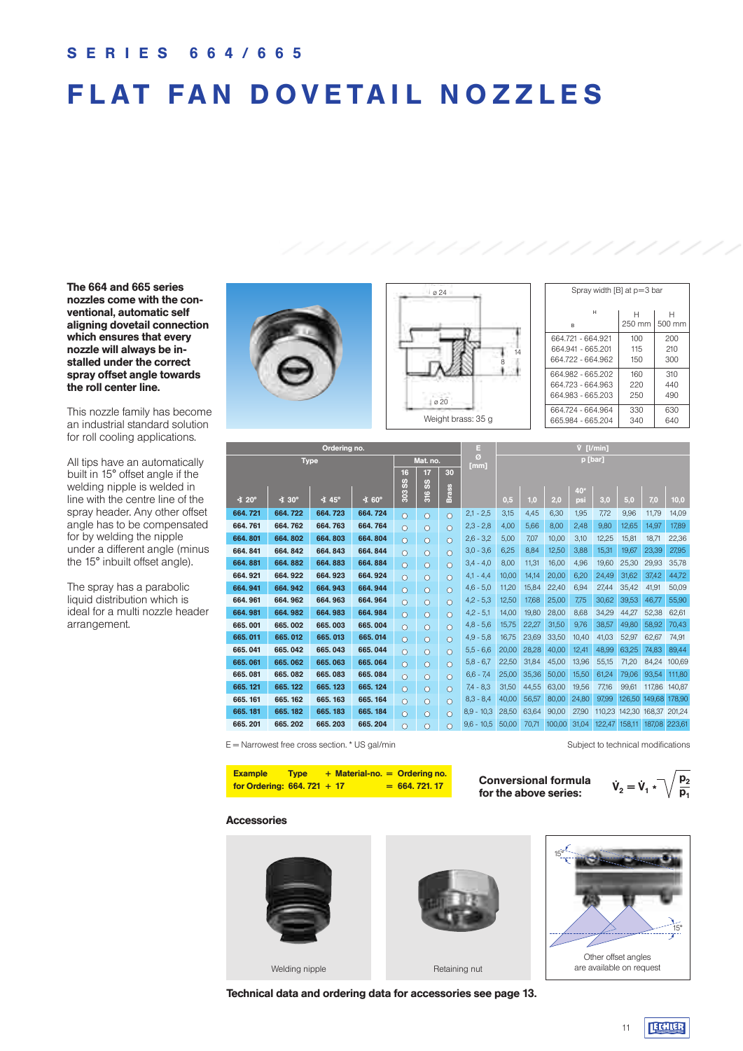# SERIES 664/665

# FLAT FAN DOVETAIL NOZZLES

**The 664 and 665 series nozzles come with the conventional, automatic self aligning dovetail connection which ensures that every nozzle will always be installed under the correct spray offset angle towards the roll center line.**

This nozzle family has become an industrial standard solution for roll cooling applications.

All tips have an automatically built in 15° offset angle if the welding nipple is welded in line with the centre line of the spray header. Any other offset angle has to be compensated for by welding the nipple under a different angle (minus the 15° inbuilt offset angle).

The spray has a parabolic liquid distribution which is ideal for a multi nozzle header arrangement.

ø 24
14
B
ø 20
Weight brass: 35 g

| Spray width [B] at p=3 bar | H 250 mm | H 500 mm |
|---|---|---|
| 664.721 - 664.921 | 100 | 200 |
| 664.941 - 665.201 | 115 | 210 |
| 664.722 - 664.962 | 150 | 300 |
| 664.982 - 665.202 | 160 | 310 |
| 664.723 - 664.963 | 220 | 440 |
| 664.983 - 665.203 | 250 | 490 |
| 664.724 - 664.964 | 330 | 630 |
| 665.984 - 665.204 | 340 | 640 |

| Ordering no. | | | | | | | E Ø [mm] | V̇ [l/min] | | | | | | | | |
|---|---|---|---|---|---|---|---|---|---|---|---|---|---|---|---|---|
| Type | | | | Mat. no. | | | | p [bar] | | | | | | | | |
| | | | | 16 | 17 | 30 | | | | | | | | | | |
| ∢ 20° | ∢ 30° | ∢ 45° | ∢ 60° | 303 SS | 316 SS | Brass | | 0,5 | 1,0 | 2,0 | 40* psi | 3,0 | 5,0 | 7,0 | 10,0 |
| 664. 721 | 664. 722 | 664. 723 | 664. 724 | ○ | ○ | ○ | 2,1 - 2,5 | 3,15 | 4,45 | 6,30 | 1,95 | 7,72 | 9,96 | 11,79 | 14,09 |
| 664. 761 | 664. 762 | 664. 763 | 664. 764 | ○ | ○ | ○ | 2,3 - 2,8 | 4,00 | 5,66 | 8,00 | 2,48 | 9,80 | 12,65 | 14,97 | 17,89 |
| 664. 801 | 664. 802 | 664. 803 | 664. 804 | ○ | ○ | ○ | 2,6 - 3,2 | 5,00 | 7,07 | 10,00 | 3,10 | 12,25 | 15,81 | 18,71 | 22,36 |
| 664. 841 | 664. 842 | 664. 843 | 664. 844 | ○ | ○ | ○ | 3,0 - 3,6 | 6,25 | 8,84 | 12,50 | 3,88 | 15,31 | 19,67 | 23,39 | 27,95 |
| 664. 881 | 664. 882 | 664. 883 | 664. 884 | ○ | ○ | ○ | 3,4 - 4,0 | 8,00 | 11,31 | 16,00 | 4,96 | 19,60 | 25,30 | 29,93 | 35,78 |
| 664. 921 | 664. 922 | 664. 923 | 664. 924 | ○ | ○ | ○ | 4,1 - 4,4 | 10,00 | 14,14 | 20,00 | 6,20 | 24,49 | 31,62 | 37,42 | 44,72 |
| 664. 941 | 664. 942 | 664. 943 | 664. 944 | ○ | ○ | ○ | 4,6 - 5,0 | 11,20 | 15,84 | 22,40 | 6,94 | 27,44 | 35,42 | 41,91 | 50,09 |
| 664. 961 | 664. 962 | 664. 963 | 664. 964 | ○ | ○ | ○ | 4,2 - 5,3 | 12,50 | 17,68 | 25,00 | 7,75 | 30,62 | 39,53 | 46,77 | 55,90 |
| 664. 981 | 664. 982 | 664. 983 | 664. 984 | ○ | ○ | ○ | 4,2 - 5,1 | 14,00 | 19,80 | 28,00 | 8,68 | 34,29 | 44,27 | 52,38 | 62,61 |
| 665. 001 | 665. 002 | 665. 003 | 665. 004 | ○ | ○ | ○ | 4,8 - 5,6 | 15,75 | 22,27 | 31,50 | 9,76 | 38,57 | 49,80 | 58,92 | 70,43 |
| 665. 011 | 665. 012 | 665. 013 | 665. 014 | ○ | ○ | ○ | 4,9 - 5,8 | 16,75 | 23,69 | 33,50 | 10,40 | 41,03 | 52,97 | 62,67 | 74,91 |
| 665. 041 | 665. 042 | 665. 043 | 665. 044 | ○ | ○ | ○ | 5,5 - 6,6 | 20,00 | 28,28 | 40,00 | 12,41 | 48,99 | 63,25 | 74,83 | 89,44 |
| 665. 061 | 665. 062 | 665. 063 | 665. 064 | ○ | ○ | ○ | 5,8 - 6,7 | 22,50 | 31,84 | 45,00 | 13,96 | 55,15 | 71,20 | 84,24 | 100,69 |
| 665. 081 | 665. 082 | 665. 083 | 665. 084 | ○ | ○ | ○ | 6,6 - 7,4 | 25,00 | 35,36 | 50,00 | 15,50 | 61,24 | 79,06 | 93,54 | 111,80 |
| 665. 121 | 665. 122 | 665. 123 | 665. 124 | ○ | ○ | ○ | 7,4 - 8,3 | 31,50 | 44,55 | 63,00 | 19,56 | 77,16 | 99,61 | 117,86 | 140,87 |
| 665. 161 | 665. 162 | 665. 163 | 665. 164 | ○ | ○ | ○ | 8,3 - 8,4 | 40,00 | 56,57 | 80,00 | 24,80 | 97,99 | 126,50 | 149,68 | 178,90 |
| 665. 181 | 665. 182 | 665. 183 | 665. 184 | ○ | ○ | ○ | 8,9 - 10,3 | 28,50 | 63,64 | 90,00 | 27,90 | 110,23 | 142,30 | 168,37 | 201,24 |
| 665. 201 | 665. 202 | 665. 203 | 665. 204 | ○ | ○ | ○ | 9,6 - 10,5 | 50,00 | 70,71 | 100,00 | 31,04 | 122,47 | 158,11 | 187,08 | 223,61 |

E = Narrowest free cross section. * US gal/min

Subject to technical modifications

| Example for Ordering: | Type 664. 721 | + Material-no. + 17 | = Ordering no. = 664. 721. 17 |
|---|---|---|---|

**Conversional formula for the above series:**

$$\dot{V}_2 = \dot{V}_1 \cdot \sqrt{\frac{p_2}{p_1}}$$

### Accessories

Welding nipple

Retaining nut

15° 15°

Other offset angles are available on request

**Technical data and ordering data for accessories see page 13.**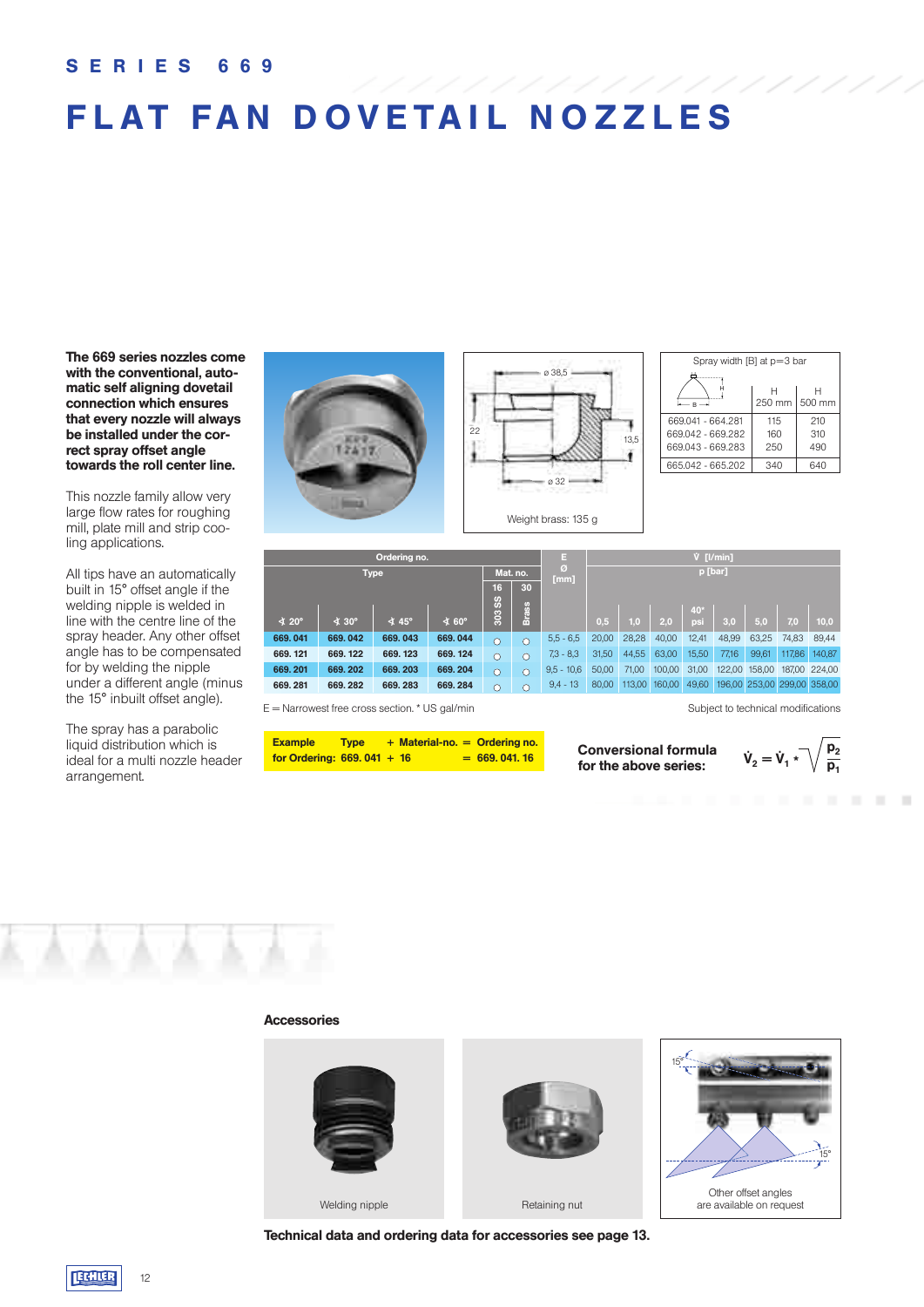SERIES 669

# FLAT FAN DOVETAIL NOZZLES

**The 669 series nozzles come with the conventional, automatic self aligning dovetail connection which ensures that every nozzle will always be installed under the correct spray offset angle towards the roll center line.**

This nozzle family allow very large flow rates for roughing mill, plate mill and strip cooling applications.

All tips have an automatically built in 15° offset angle if the welding nipple is welded in line with the centre line of the spray header. Any other offset angle has to be compensated for by welding the nipple under a different angle (minus the 15° inbuilt offset angle).

The spray has a parabolic liquid distribution which is ideal for a multi nozzle header arrangement.

ø 38,5 — 22 — 13,5 — ø 32

Weight brass: 135 g

| Spray width [B] at p=3 bar | H 250 mm | H 500 mm |
|---|---|---|
| 669.041 - 664.281 | 115 | 210 |
| 669.042 - 669.282 | 160 | 310 |
| 669.043 - 669.283 | 250 | 490 |
| 665.042 - 665.202 | 340 | 640 |

| Ordering no. Type ∢ 20° | ∢ 30° | ∢ 45° | ∢ 60° | Mat. no. 16 303 SS | 30 Brass | E Ø [mm] | V̇ [l/min] p [bar] 0,5 | 1,0 | 2,0 | 40* psi | 3,0 | 5,0 | 7,0 | 10,0 |
|---|---|---|---|---|---|---|---|---|---|---|---|---|---|---|
| 669. 041 | 669. 042 | 669. 043 | 669. 044 | ○ | ○ | 5,5 - 6,5 | 20,00 | 28,28 | 40,00 | 12,41 | 48,99 | 63,25 | 74,83 | 89,44 |
| 669. 121 | 669. 122 | 669. 123 | 669. 124 | ○ | ○ | 7,3 - 8,3 | 31,50 | 44,55 | 63,00 | 15,50 | 77,16 | 99,61 | 117,86 | 140,87 |
| 669. 201 | 669. 202 | 669. 203 | 669. 204 | ○ | ○ | 9,5 - 10,6 | 50,00 | 71,00 | 100,00 | 31,00 | 122,00 | 158,00 | 187,00 | 224,00 |
| 669. 281 | 669. 282 | 669. 283 | 669. 284 | ○ | ○ | 9,4 - 13 | 80,00 | 113,00 | 160,00 | 49,60 | 196,00 | 253,00 | 299,00 | 358,00 |

E = Narrowest free cross section. * US gal/min

Subject to technical modifications

| Example for Ordering: | Type 669. 041 | + Material-no. + 16 | = Ordering no. = 669. 041. 16 |
|---|---|---|---|

**Conversional formula for the above series:**

$$\dot{V}_2 = \dot{V}_1 \cdot \sqrt{\frac{p_2}{p_1}}$$

## Accessories

Welding nipple

Retaining nut

15° — 15°

Other offset angles are available on request

**Technical data and ordering data for accessories see page 13.**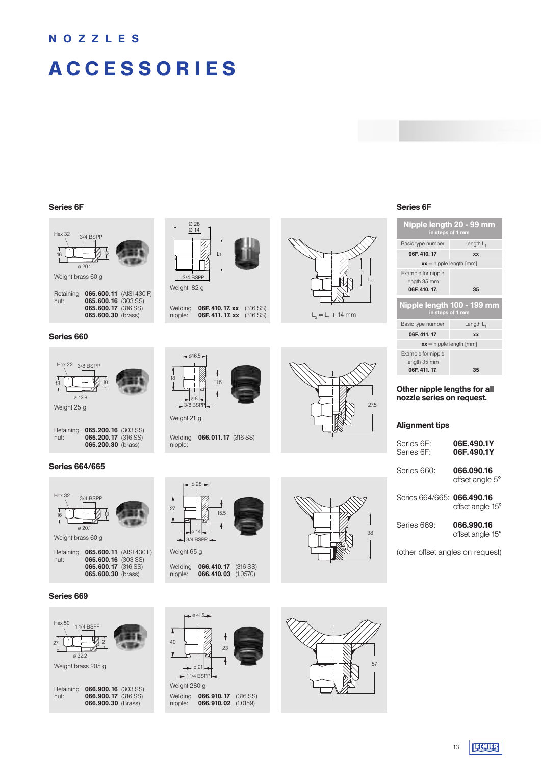# NOZZLES

# ACCESSORIES

## Series 6F

Hex 32 3/4 BSPP
16 13
ø 20.1

Weight brass 60 g

Retaining nut:
**065.600.11** (AISI 430 F)
**065.600.16** (303 SS)
**065.600.17** (316 SS)
**065.600.30** (brass)

Ø 28
Ø 14
$L_1$
3/4 BSPP

Weight 82 g

Welding nipple:
**06F. 410. 17. xx** (316 SS)
**06F. 411. 17. xx** (316 SS)

$L_1$
$L_2$

$L_2 = L_1 + 14$ mm

## Series 660

Hex 22 3/8 BSPP
13 10
ø 12.8

Weight 25 g

Retaining nut:
**065.200.16** (303 SS)
**065.200.17** (316 SS)
**065.200.30** (brass)

ø16.5
18 11.5
ø 8
3/8 BSPP

Weight 21 g

Welding nipple: **066.011.17** (316 SS)

27.5

## Series 664/665

Hex 32 3/4 BSPP
16 13
ø 20.1

Weight brass 60 g

Retaining nut:
**065.600.11** (AISI 430 F)
**065.600.16** (303 SS)
**065.600.17** (316 SS)
**065.600.30** (brass)

ø 28
27 15.5
ø 14
3/4 BSPP

Weight 65 g

Welding nipple:
**066.410.17** (316 SS)
**066.410.03** (1.0570)

38

## Series 669

Hex 50 1 1/4 BSPP
27 21
ø 32.2

Weight brass 205 g

Retaining nut:
**066.900.16** (303 SS)
**066.900.17** (316 SS)
**066.900.30** (Brass)

ø 41.5
40 23
ø 21
1 1/4 BSPP

Weight 280 g

Welding nipple:
**066.910.17** (316 SS)
**066.910.02** (1.0159)

57

## Series 6F

| Nipple length 20 - 99 mm (in steps of 1 mm) | |
|---|---|
| Basic type number | Length $L_1$ |
| **06F. 410. 17** | **xx** |
| **xx** = nipple length [mm] | |
| Example for nipple length 35 mm **06F. 410. 17.** | **35** |

| Nipple length 100 - 199 mm (in steps of 1 mm) | |
|---|---|
| Basic type number | Length $L_1$ |
| **06F. 411. 17** | **xx** |
| **xx** = nipple length [mm] | |
| Example for nipple length 35 mm **06F. 411. 17.** | **35** |

**Other nipple lengths for all nozzle series on request.**

### Alignment tips

Series 6E: **06E.490.1Y**
Series 6F: **06F.490.1Y**

Series 660: **066.090.16** offset angle 5°

Series 664/665: **066.490.16** offset angle 15°

Series 669: **066.990.16** offset angle 15°

(other offset angles on request)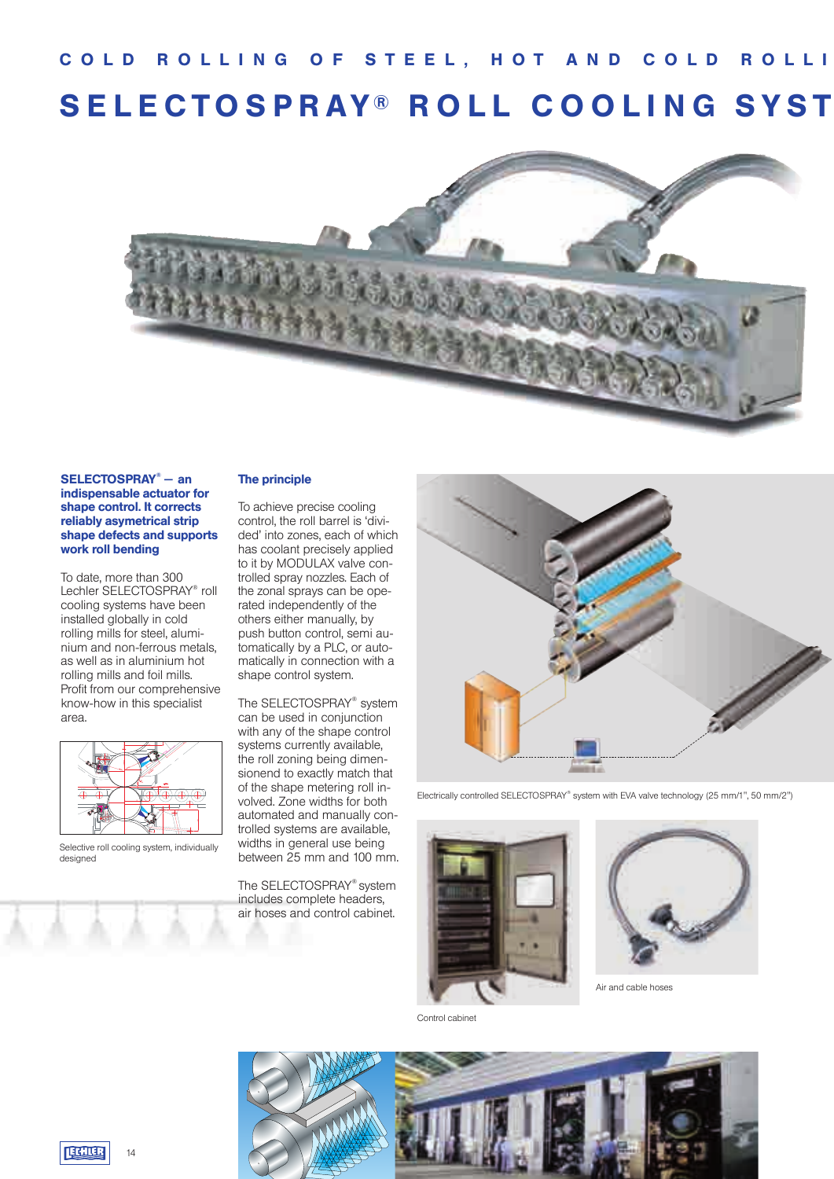# COLD ROLLING OF STEEL, HOT AND COLD ROLLI

# SELECTOSPRAY® ROLL COOLING SYST

**SELECTOSPRAY® — an indispensable actuator for shape control. It corrects reliably asymetrical strip shape defects and supports work roll bending**

To date, more than 300 Lechler SELECTOSPRAY® roll cooling systems have been installed globally in cold rolling mills for steel, aluminium and non-ferrous metals, as well as in aluminium hot rolling mills and foil mills. Profit from our comprehensive know-how in this specialist area.

Selective roll cooling system, individually designed

**The principle**

To achieve precise cooling control, the roll barrel is 'divided' into zones, each of which has coolant precisely applied to it by MODULAX valve controlled spray nozzles. Each of the zonal sprays can be operated independently of the others either manually, by push button control, semi automatically by a PLC, or automatically in connection with a shape control system.

The SELECTOSPRAY® system can be used in conjunction with any of the shape control systems currently available, the roll zoning being dimensionend to exactly match that of the shape metering roll involved. Zone widths for both automated and manually controlled systems are available, widths in general use being between 25 mm and 100 mm.

The SELECTOSPRAY® system includes complete headers, air hoses and control cabinet.

Electrically controlled SELECTOSPRAY® system with EVA valve technology (25 mm/1", 50 mm/2")

Control cabinet

Air and cable hoses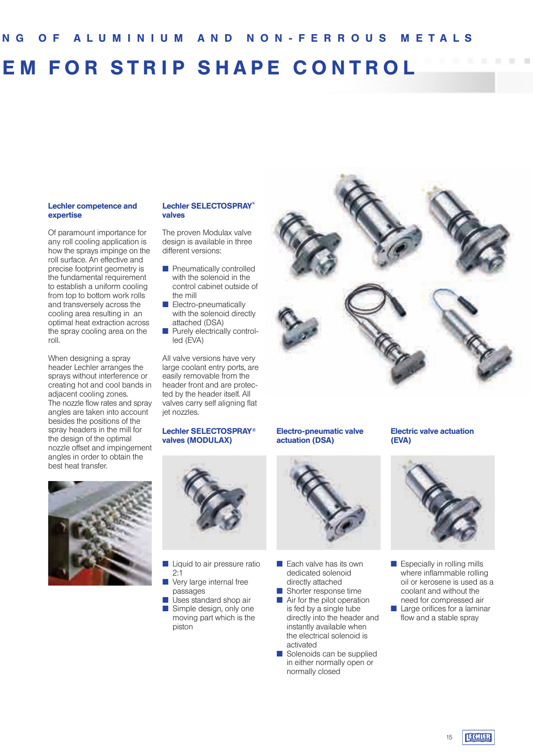NG OF ALUMINIUM AND NON-FERROUS METALS

# EM FOR STRIP SHAPE CONTROL

### Lechler competence and expertise

Of paramount importance for any roll cooling application is how the sprays impinge on the roll surface. An effective and precise footprint geometry is the fundamental requirement to establish a uniform cooling from top to bottom work rolls and transversely across the cooling area resulting in an optimal heat extraction across the spray cooling area on the roll.

When designing a spray header Lechler arranges the sprays without interference or creating hot and cool bands in adjacent cooling zones.
The nozzle flow rates and spray angles are taken into account besides the positions of the spray headers in the mill for the design of the optimal nozzle offset and impingement angles in order to obtain the best heat transfer.

### Lechler SELECTOSPRAY® valves

The proven Modulax valve design is available in three different versions:

- Pneumatically controlled with the solenoid in the control cabinet outside of the mill
- Electro-pneumatically with the solenoid directly attached (DSA)
- Purely electrically controlled (EVA)

All valve versions have very large coolant entry ports, are easily removable from the header front and are protected by the header itself. All valves carry self aligning flat jet nozzles.

### Lechler SELECTOSPRAY® valves (MODULAX)

- Liquid to air pressure ratio 2:1
- Very large internal free passages
- Uses standard shop air
- Simple design, only one moving part which is the piston

### Electro-pneumatic valve actuation (DSA)

- Each valve has its own dedicated solenoid directly attached
- Shorter response time
- Air for the pilot operation is fed by a single tube directly into the header and instantly available when the electrical solenoid is activated
- Solenoids can be supplied in either normally open or normally closed

### Electric valve actuation (EVA)

- Especially in rolling mills where inflammable rolling oil or kerosene is used as a coolant and without the need for compressed air
- Large orifices for a laminar flow and a stable spray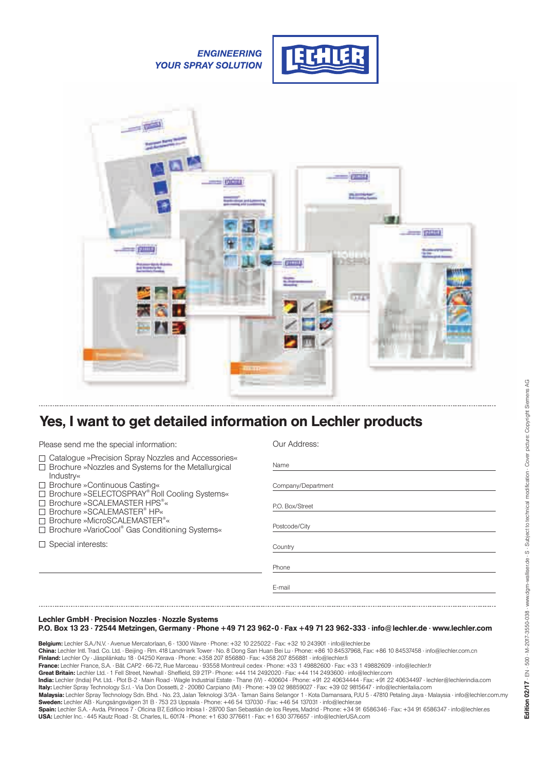ENGINEERING
YOUR SPRAY SOLUTION

# Yes, I want to get detailed information on Lechler products

Please send me the special information:

- ☐ Catalogue »Precision Spray Nozzles and Accessories«
- ☐ Brochure »Nozzles and Systems for the Metallurgical Industry«
- ☐ Brochure »Continuous Casting«
- ☐ Brochure »SELECTOSPRAY® Roll Cooling Systems«
- ☐ Brochure »SCALEMASTER HPS®«
- ☐ Brochure »SCALEMASTER® HP«
- ☐ Brochure »MicroSCALEMASTER®«
- ☐ Brochure »VarioCool® Gas Conditioning Systems«
- ☐ Special interests:

Our Address:

Name

Company/Department

P.O. Box/Street

Postcode/City

Country

Phone

E-mail

**Lechler GmbH · Precision Nozzles · Nozzle Systems**
**P.O. Box 13 23 · 72544 Metzingen, Germany · Phone +49 71 23 962-0 · Fax +49 71 23 962-333 · info@lechler.de · www.lechler.com**

**Belgium:** Lechler S.A./N.V. · Avenue Mercatorlaan, 6 · 1300 Wavre · Phone: +32 10 225022 · Fax: +32 10 243901 · info@lechler.be
**China:** Lechler Intl. Trad. Co. Ltd. · Beijing · Rm. 418 Landmark Tower · No. 8 Dong San Huan Bei Lu · Phone: +86 10 84537968, Fax: +86 10 84537458 · info@lechler.com.cn
**Finland:** Lechler Oy · Jäspilänkatu 18 · 04250 Kerava · Phone: +358 207 856880 · Fax: +358 207 856881 · info@lechler.fi
**France:** Lechler France, S.A. · Bât. CAP2 · 66-72, Rue Marceau · 93558 Montreuil cedex · Phone: +33 1 49882600 · Fax: +33 1 49882609 · info@lechler.fr
**Great Britain:** Lechler Ltd. · 1 Fell Street, Newhall · Sheffield, S9 2TP · Phone: +44 114 2492020 · Fax: +44 114 2493600 · info@lechler.com
**India:** Lechler (India) Pvt. Ltd. · Plot B-2 · Main Road · Wagle Industrial Estate · Thane (W) - 400604 · Phone: +91 22 40634444 · Fax: +91 22 40634497 · lechler@lechlerindia.com
**Italy:** Lechler Spray Technology S.r.l. · Via Don Dossetti, 2 · 20080 Carpiano (Mi) · Phone: +39 02 98859027 · Fax: +39 02 9815647 · info@lechleritalia.com
**Malaysia:** Lechler Spray Technology Sdn. Bhd. · No. 23, Jalan Teknologi 3/3A · Taman Sains Selangor 1 · Kota Damansara, PJU 5 · 47810 Petaling Jaya · Malaysia · info@lechler.com.my
**Sweden:** Lechler AB · Kungsängsvägen 31 B · 753 23 Uppsala · Phone: +46 54 137030 · Fax: +46 54 137031 · info@lechler.se
**Spain:** Lechler S.A. · Avda. Pirineos 7 · Oficina B7, Edificio Inbisa I · 28700 San Sebastián de los Reyes, Madrid · Phone: +34 91 6586346 · Fax: +34 91 6586347 · info@lechler.es
**USA:** Lechler Inc. · 445 Kautz Road · St. Charles, IL 60174 · Phone: +1 630 3776611 · Fax: +1 630 3776657 · info@lechlerUSA.com

**Edition 02/17** · EN · 500 · M-2017-3550-038 · www.dgm-wallser.de · S · Subject to technical modification · Cover picture: Copyright Siemens AG